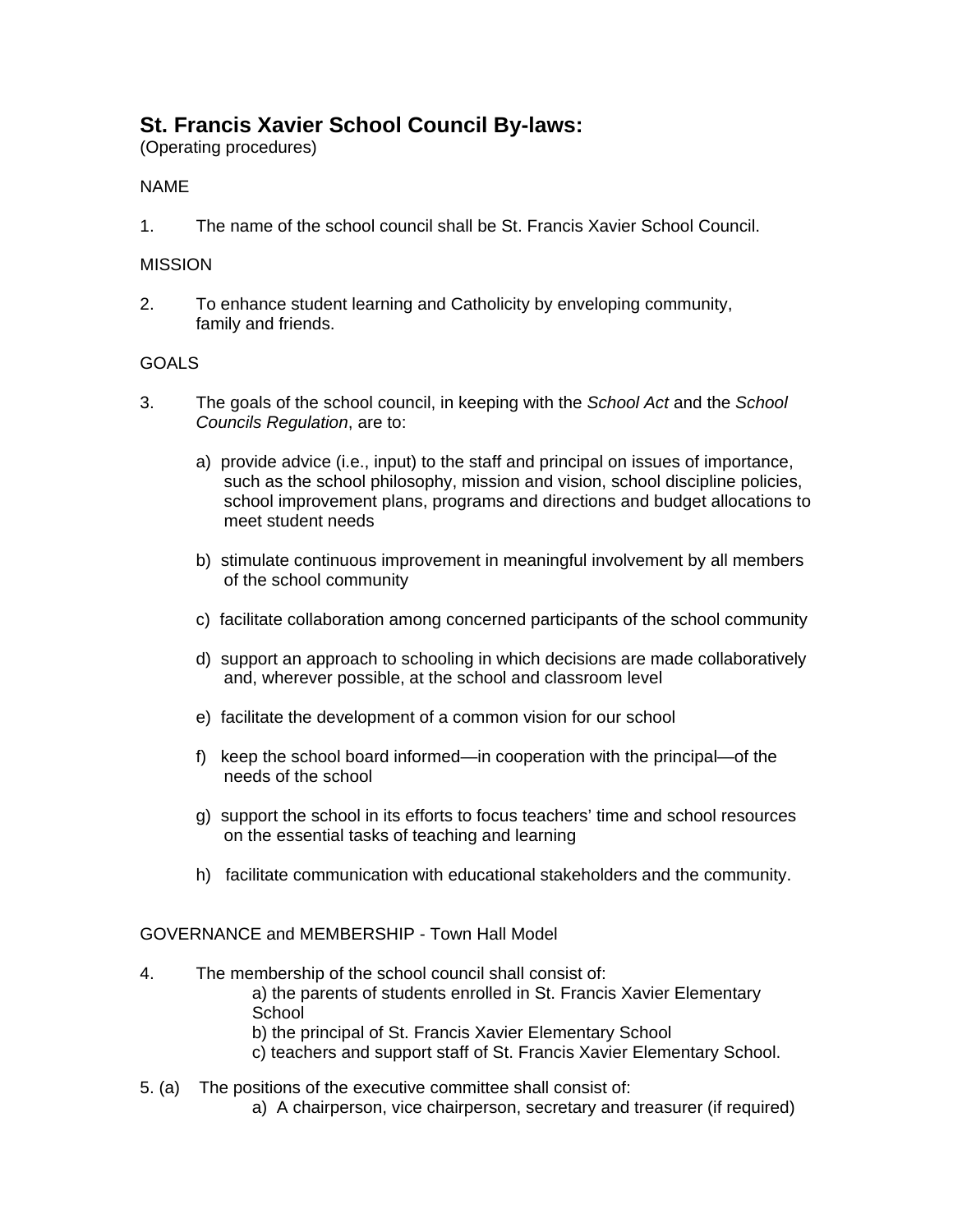# St. Francis Xavier School Council By-laws:

(Operating procedures)

NAME

1. The name of the school council shall be St. Francis Xavier School Council.

MISSION

2. To enhance student learning and Catholicity by enveloping community, family and friends.

GOALS

3. The goals of the school council, in keeping with the *School Act* and the *School Councils Regulation*, are to:

   a) provide advice (i.e., input) to the staff and principal on issues of importance, such as the school philosophy, mission and vision, school discipline policies, school improvement plans, programs and directions and budget allocations to meet student needs

   b) stimulate continuous improvement in meaningful involvement by all members of the school community

   c) facilitate collaboration among concerned participants of the school community

   d) support an approach to schooling in which decisions are made collaboratively and, wherever possible, at the school and classroom level

   e) facilitate the development of a common vision for our school

   f) keep the school board informed—in cooperation with the principal—of the needs of the school

   g) support the school in its efforts to focus teachers' time and school resources on the essential tasks of teaching and learning

   h) facilitate communication with educational stakeholders and the community.

GOVERNANCE and MEMBERSHIP - Town Hall Model

4. The membership of the school council shall consist of:
   a) the parents of students enrolled in St. Francis Xavier Elementary School
   b) the principal of St. Francis Xavier Elementary School
   c) teachers and support staff of St. Francis Xavier Elementary School.

5. (a) The positions of the executive committee shall consist of:
   a) A chairperson, vice chairperson, secretary and treasurer (if required)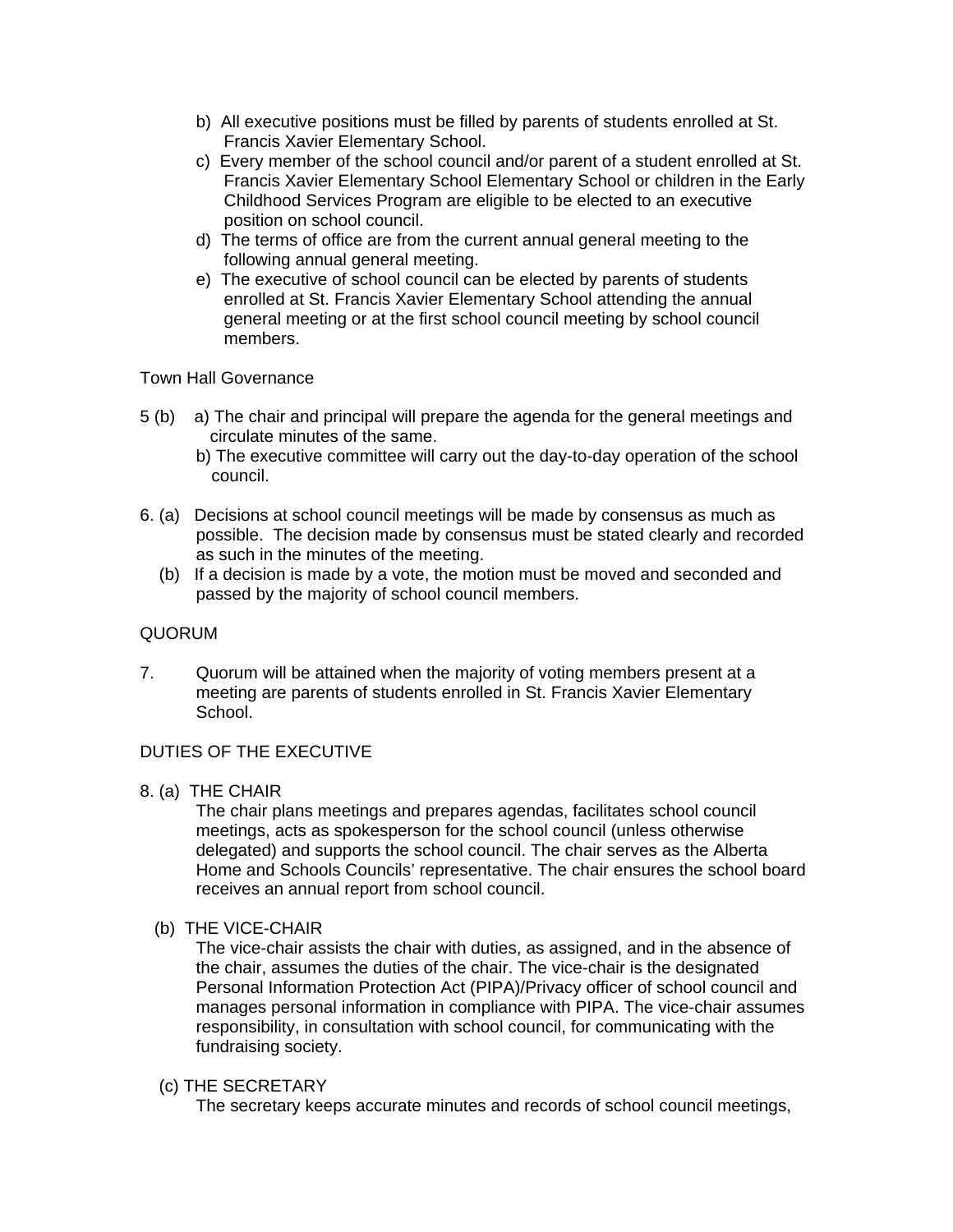b) All executive positions must be filled by parents of students enrolled at St. Francis Xavier Elementary School.

c) Every member of the school council and/or parent of a student enrolled at St. Francis Xavier Elementary School Elementary School or children in the Early Childhood Services Program are eligible to be elected to an executive position on school council.

d) The terms of office are from the current annual general meeting to the following annual general meeting.

e) The executive of school council can be elected by parents of students enrolled at St. Francis Xavier Elementary School attending the annual general meeting or at the first school council meeting by school council members.

Town Hall Governance

5 (b) a) The chair and principal will prepare the agenda for the general meetings and circulate minutes of the same.

b) The executive committee will carry out the day-to-day operation of the school council.

6. (a) Decisions at school council meetings will be made by consensus as much as possible. The decision made by consensus must be stated clearly and recorded as such in the minutes of the meeting.

(b) If a decision is made by a vote, the motion must be moved and seconded and passed by the majority of school council members.

QUORUM

7. Quorum will be attained when the majority of voting members present at a meeting are parents of students enrolled in St. Francis Xavier Elementary School.

DUTIES OF THE EXECUTIVE

8. (a) THE CHAIR

The chair plans meetings and prepares agendas, facilitates school council meetings, acts as spokesperson for the school council (unless otherwise delegated) and supports the school council. The chair serves as the Alberta Home and Schools Councils' representative. The chair ensures the school board receives an annual report from school council.

(b) THE VICE-CHAIR

The vice-chair assists the chair with duties, as assigned, and in the absence of the chair, assumes the duties of the chair. The vice-chair is the designated Personal Information Protection Act (PIPA)/Privacy officer of school council and manages personal information in compliance with PIPA. The vice-chair assumes responsibility, in consultation with school council, for communicating with the fundraising society.

(c) THE SECRETARY

The secretary keeps accurate minutes and records of school council meetings,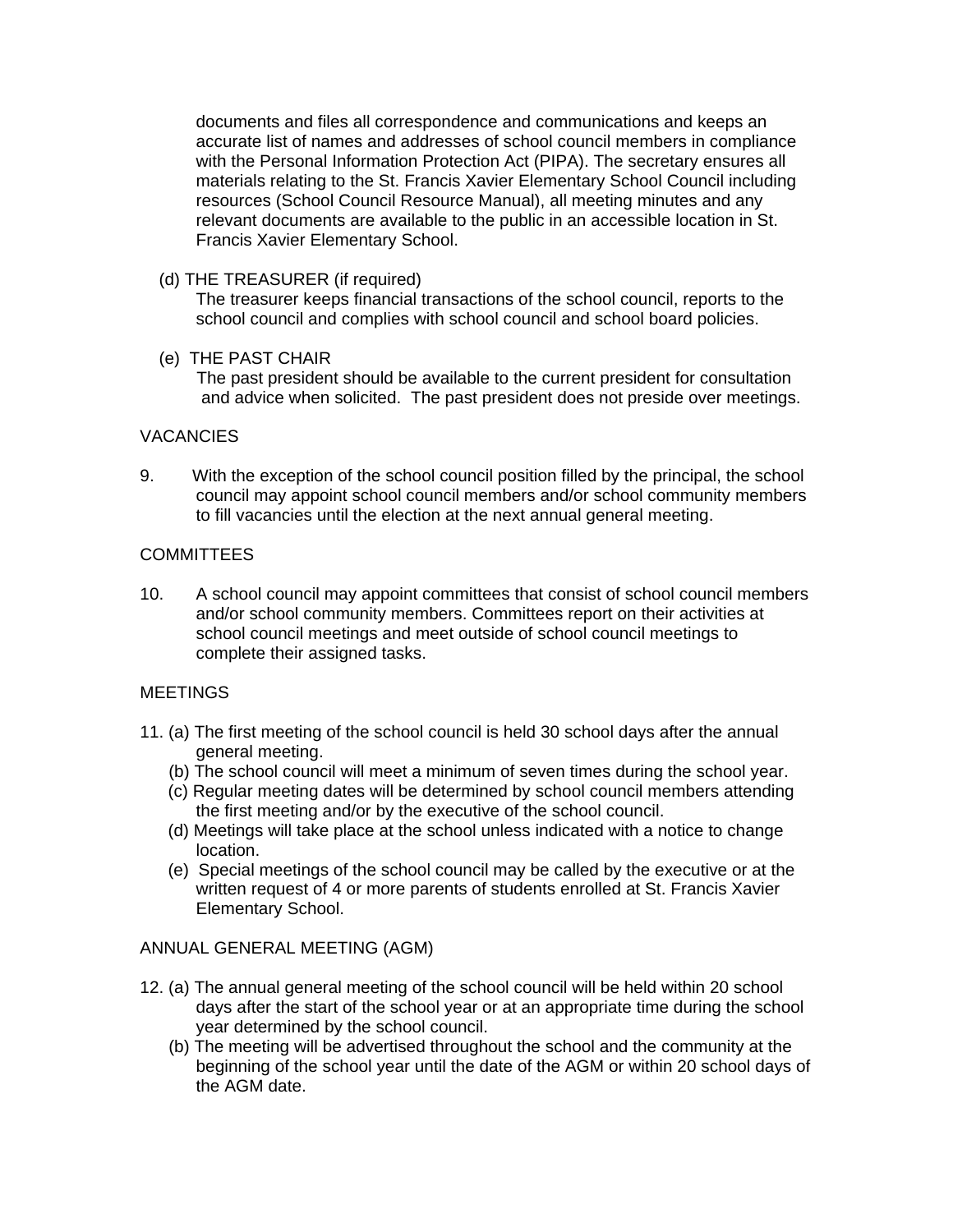documents and files all correspondence and communications and keeps an accurate list of names and addresses of school council members in compliance with the Personal Information Protection Act (PIPA). The secretary ensures all materials relating to the St. Francis Xavier Elementary School Council including resources (School Council Resource Manual), all meeting minutes and any relevant documents are available to the public in an accessible location in St. Francis Xavier Elementary School.

(d) THE TREASURER (if required)
The treasurer keeps financial transactions of the school council, reports to the school council and complies with school council and school board policies.

(e) THE PAST CHAIR
The past president should be available to the current president for consultation and advice when solicited. The past president does not preside over meetings.

VACANCIES

9. With the exception of the school council position filled by the principal, the school council may appoint school council members and/or school community members to fill vacancies until the election at the next annual general meeting.

COMMITTEES

10. A school council may appoint committees that consist of school council members and/or school community members. Committees report on their activities at school council meetings and meet outside of school council meetings to complete their assigned tasks.

MEETINGS

11. (a) The first meeting of the school council is held 30 school days after the annual general meeting.
(b) The school council will meet a minimum of seven times during the school year.
(c) Regular meeting dates will be determined by school council members attending the first meeting and/or by the executive of the school council.
(d) Meetings will take place at the school unless indicated with a notice to change location.
(e) Special meetings of the school council may be called by the executive or at the written request of 4 or more parents of students enrolled at St. Francis Xavier Elementary School.

ANNUAL GENERAL MEETING (AGM)

12. (a) The annual general meeting of the school council will be held within 20 school days after the start of the school year or at an appropriate time during the school year determined by the school council.
(b) The meeting will be advertised throughout the school and the community at the beginning of the school year until the date of the AGM or within 20 school days of the AGM date.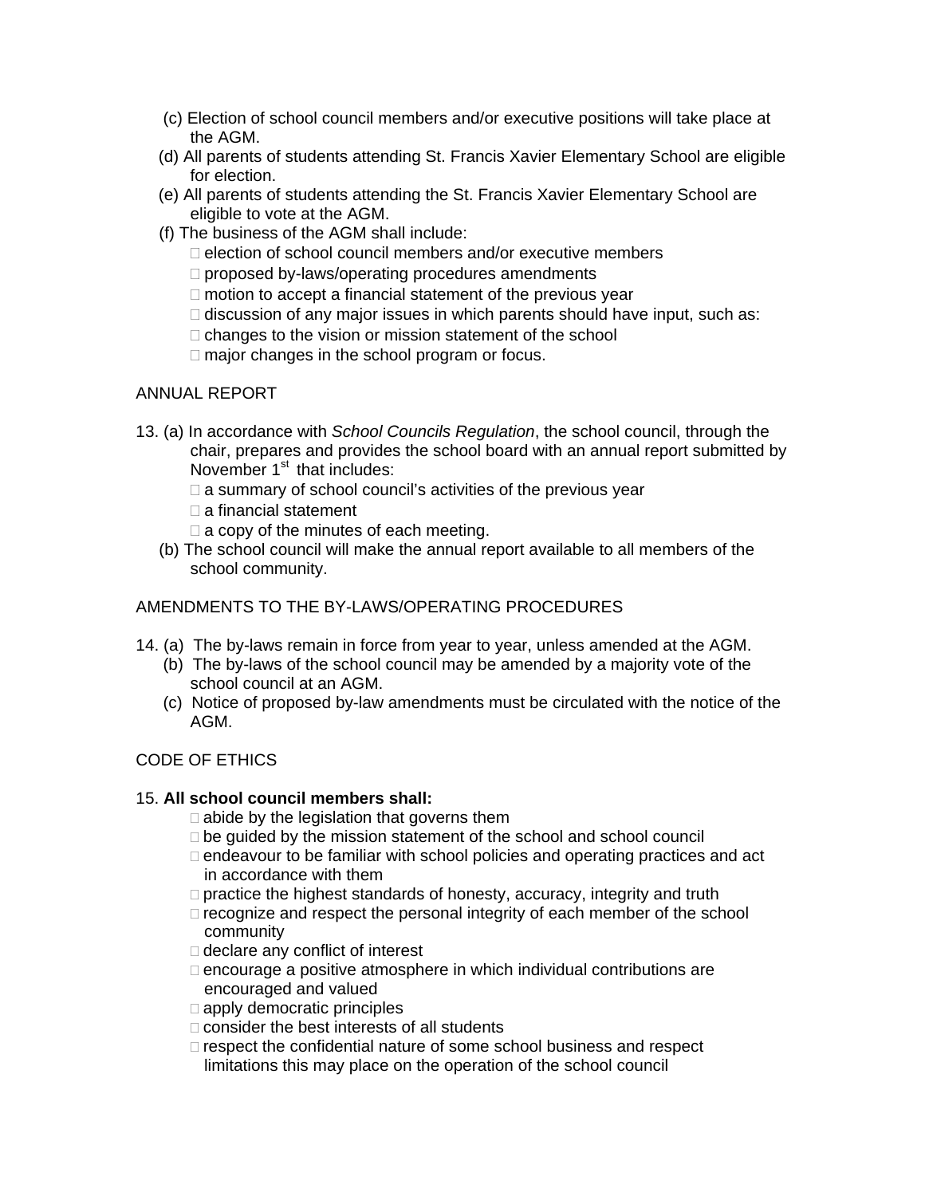(c) Election of school council members and/or executive positions will take place at the AGM.

(d) All parents of students attending St. Francis Xavier Elementary School are eligible for election.

(e) All parents of students attending the St. Francis Xavier Elementary School are eligible to vote at the AGM.

(f) The business of the AGM shall include:

- election of school council members and/or executive members
- proposed by-laws/operating procedures amendments
- motion to accept a financial statement of the previous year
- discussion of any major issues in which parents should have input, such as:
- changes to the vision or mission statement of the school
- major changes in the school program or focus.

ANNUAL REPORT

13. (a) In accordance with *School Councils Regulation*, the school council, through the chair, prepares and provides the school board with an annual report submitted by November 1st that includes:

- a summary of school council's activities of the previous year
- a financial statement
- a copy of the minutes of each meeting.

(b) The school council will make the annual report available to all members of the school community.

AMENDMENTS TO THE BY-LAWS/OPERATING PROCEDURES

14. (a) The by-laws remain in force from year to year, unless amended at the AGM.

(b) The by-laws of the school council may be amended by a majority vote of the school council at an AGM.

(c) Notice of proposed by-law amendments must be circulated with the notice of the AGM.

CODE OF ETHICS

15. **All school council members shall:**

- abide by the legislation that governs them
- be guided by the mission statement of the school and school council
- endeavour to be familiar with school policies and operating practices and act in accordance with them
- practice the highest standards of honesty, accuracy, integrity and truth
- recognize and respect the personal integrity of each member of the school community
- declare any conflict of interest
- encourage a positive atmosphere in which individual contributions are encouraged and valued
- apply democratic principles
- consider the best interests of all students
- respect the confidential nature of some school business and respect limitations this may place on the operation of the school council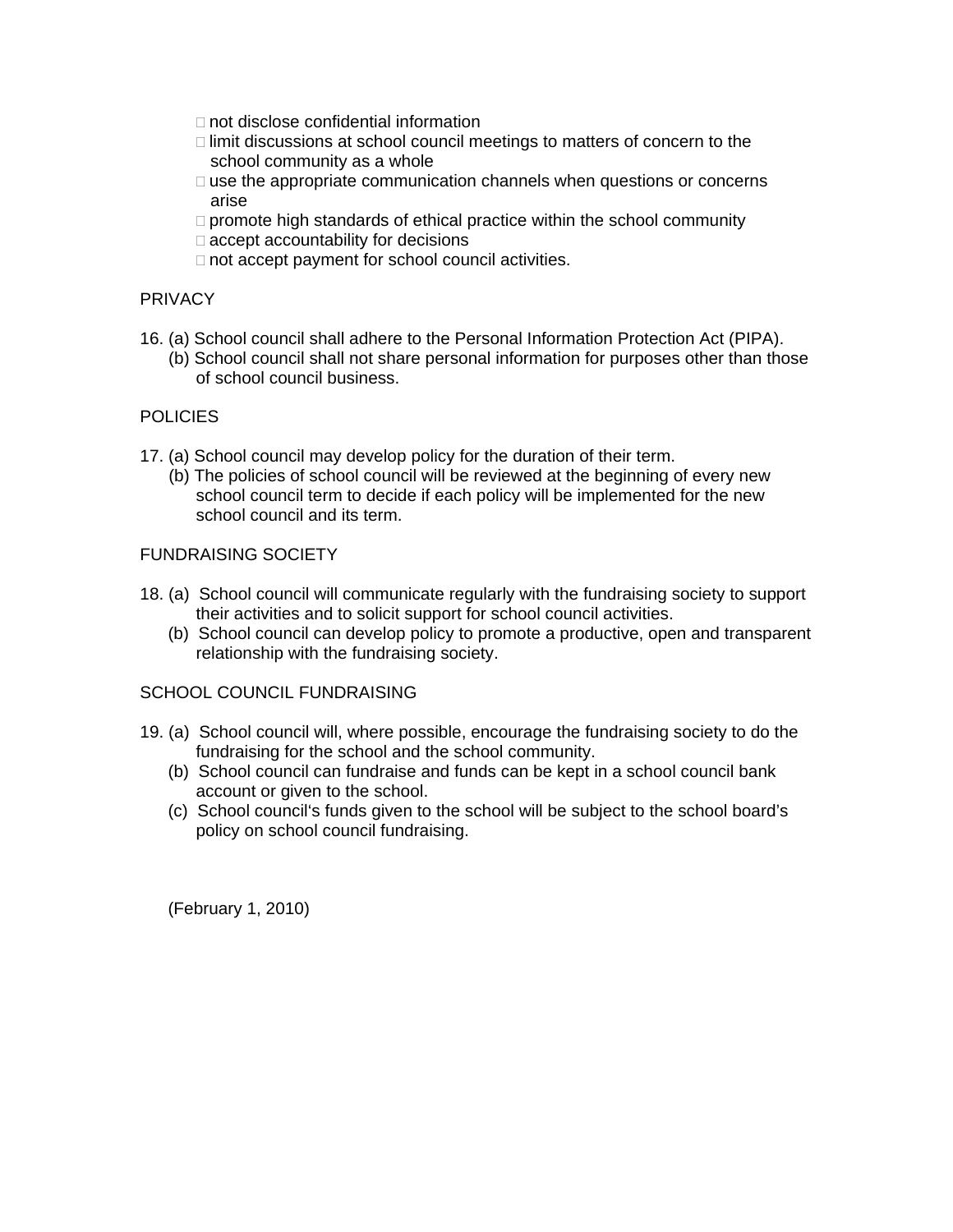- not disclose confidential information
- limit discussions at school council meetings to matters of concern to the school community as a whole
- use the appropriate communication channels when questions or concerns arise
- promote high standards of ethical practice within the school community
- accept accountability for decisions
- not accept payment for school council activities.

PRIVACY

16. (a) School council shall adhere to the Personal Information Protection Act (PIPA).
    (b) School council shall not share personal information for purposes other than those of school council business.

POLICIES

17. (a) School council may develop policy for the duration of their term.
    (b) The policies of school council will be reviewed at the beginning of every new school council term to decide if each policy will be implemented for the new school council and its term.

FUNDRAISING SOCIETY

18. (a) School council will communicate regularly with the fundraising society to support their activities and to solicit support for school council activities.
    (b) School council can develop policy to promote a productive, open and transparent relationship with the fundraising society.

SCHOOL COUNCIL FUNDRAISING

19. (a) School council will, where possible, encourage the fundraising society to do the fundraising for the school and the school community.
    (b) School council can fundraise and funds can be kept in a school council bank account or given to the school.
    (c) School council's funds given to the school will be subject to the school board's policy on school council fundraising.

(February 1, 2010)